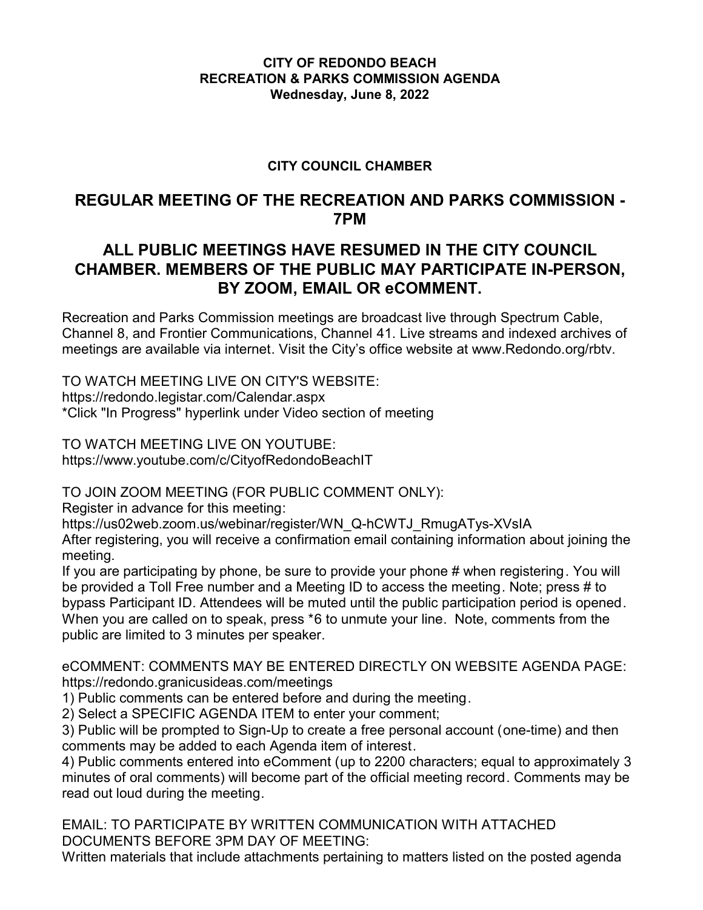**CITY OF REDONDO BEACH**
**RECREATION & PARKS COMMISSION AGENDA**
**Wednesday, June 8, 2022**

**CITY COUNCIL CHAMBER**

## REGULAR MEETING OF THE RECREATION AND PARKS COMMISSION - 7PM

## ALL PUBLIC MEETINGS HAVE RESUMED IN THE CITY COUNCIL CHAMBER. MEMBERS OF THE PUBLIC MAY PARTICIPATE IN-PERSON, BY ZOOM, EMAIL OR eCOMMENT.

Recreation and Parks Commission meetings are broadcast live through Spectrum Cable, Channel 8, and Frontier Communications, Channel 41. Live streams and indexed archives of meetings are available via internet. Visit the City's office website at www.Redondo.org/rbtv.

TO WATCH MEETING LIVE ON CITY'S WEBSITE:
https://redondo.legistar.com/Calendar.aspx
*Click "In Progress" hyperlink under Video section of meeting

TO WATCH MEETING LIVE ON YOUTUBE:
https://www.youtube.com/c/CityofRedondoBeachIT

TO JOIN ZOOM MEETING (FOR PUBLIC COMMENT ONLY):
Register in advance for this meeting:
https://us02web.zoom.us/webinar/register/WN_Q-hCWTJ_RmugATys-XVsIA
After registering, you will receive a confirmation email containing information about joining the meeting.
If you are participating by phone, be sure to provide your phone # when registering. You will be provided a Toll Free number and a Meeting ID to access the meeting. Note; press # to bypass Participant ID. Attendees will be muted until the public participation period is opened. When you are called on to speak, press *6 to unmute your line. Note, comments from the public are limited to 3 minutes per speaker.

eCOMMENT: COMMENTS MAY BE ENTERED DIRECTLY ON WEBSITE AGENDA PAGE:
https://redondo.granicusideas.com/meetings
1) Public comments can be entered before and during the meeting.
2) Select a SPECIFIC AGENDA ITEM to enter your comment;
3) Public will be prompted to Sign-Up to create a free personal account (one-time) and then comments may be added to each Agenda item of interest.
4) Public comments entered into eComment (up to 2200 characters; equal to approximately 3 minutes of oral comments) will become part of the official meeting record. Comments may be read out loud during the meeting.

EMAIL: TO PARTICIPATE BY WRITTEN COMMUNICATION WITH ATTACHED DOCUMENTS BEFORE 3PM DAY OF MEETING:
Written materials that include attachments pertaining to matters listed on the posted agenda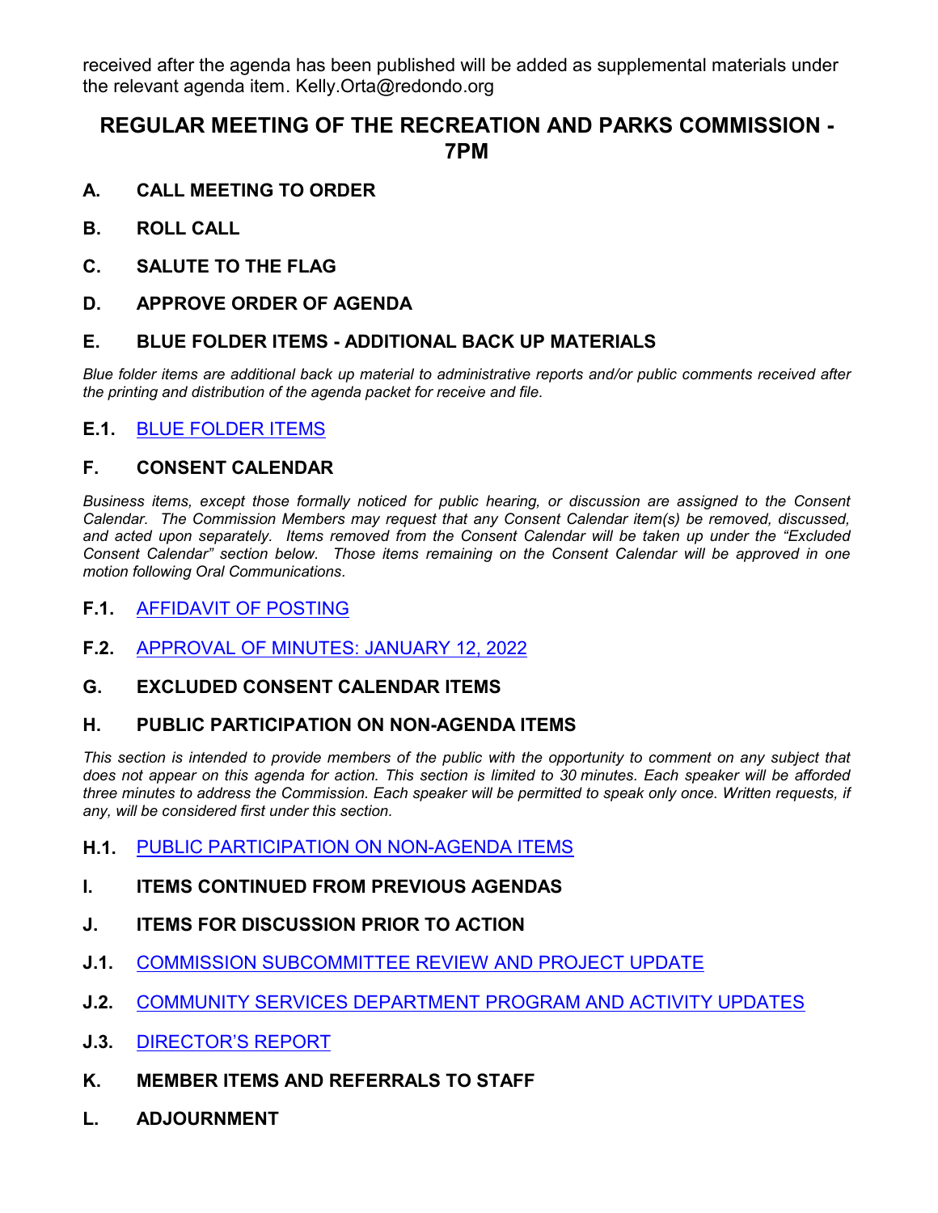received after the agenda has been published will be added as supplemental materials under the relevant agenda item. Kelly.Orta@redondo.org

## REGULAR MEETING OF THE RECREATION AND PARKS COMMISSION - 7PM

**A. CALL MEETING TO ORDER**

**B. ROLL CALL**

**C. SALUTE TO THE FLAG**

**D. APPROVE ORDER OF AGENDA**

**E. BLUE FOLDER ITEMS - ADDITIONAL BACK UP MATERIALS**

*Blue folder items are additional back up material to administrative reports and/or public comments received after the printing and distribution of the agenda packet for receive and file.*

**E.1.** BLUE FOLDER ITEMS

**F. CONSENT CALENDAR**

*Business items, except those formally noticed for public hearing, or discussion are assigned to the Consent Calendar. The Commission Members may request that any Consent Calendar item(s) be removed, discussed, and acted upon separately. Items removed from the Consent Calendar will be taken up under the "Excluded Consent Calendar" section below. Those items remaining on the Consent Calendar will be approved in one motion following Oral Communications.*

**F.1.** AFFIDAVIT OF POSTING

**F.2.** APPROVAL OF MINUTES: JANUARY 12, 2022

**G. EXCLUDED CONSENT CALENDAR ITEMS**

**H. PUBLIC PARTICIPATION ON NON-AGENDA ITEMS**

*This section is intended to provide members of the public with the opportunity to comment on any subject that does not appear on this agenda for action. This section is limited to 30 minutes. Each speaker will be afforded three minutes to address the Commission. Each speaker will be permitted to speak only once. Written requests, if any, will be considered first under this section.*

**H.1.** PUBLIC PARTICIPATION ON NON-AGENDA ITEMS

**I. ITEMS CONTINUED FROM PREVIOUS AGENDAS**

**J. ITEMS FOR DISCUSSION PRIOR TO ACTION**

**J.1.** COMMISSION SUBCOMMITTEE REVIEW AND PROJECT UPDATE

**J.2.** COMMUNITY SERVICES DEPARTMENT PROGRAM AND ACTIVITY UPDATES

**J.3.** DIRECTOR'S REPORT

**K. MEMBER ITEMS AND REFERRALS TO STAFF**

**L. ADJOURNMENT**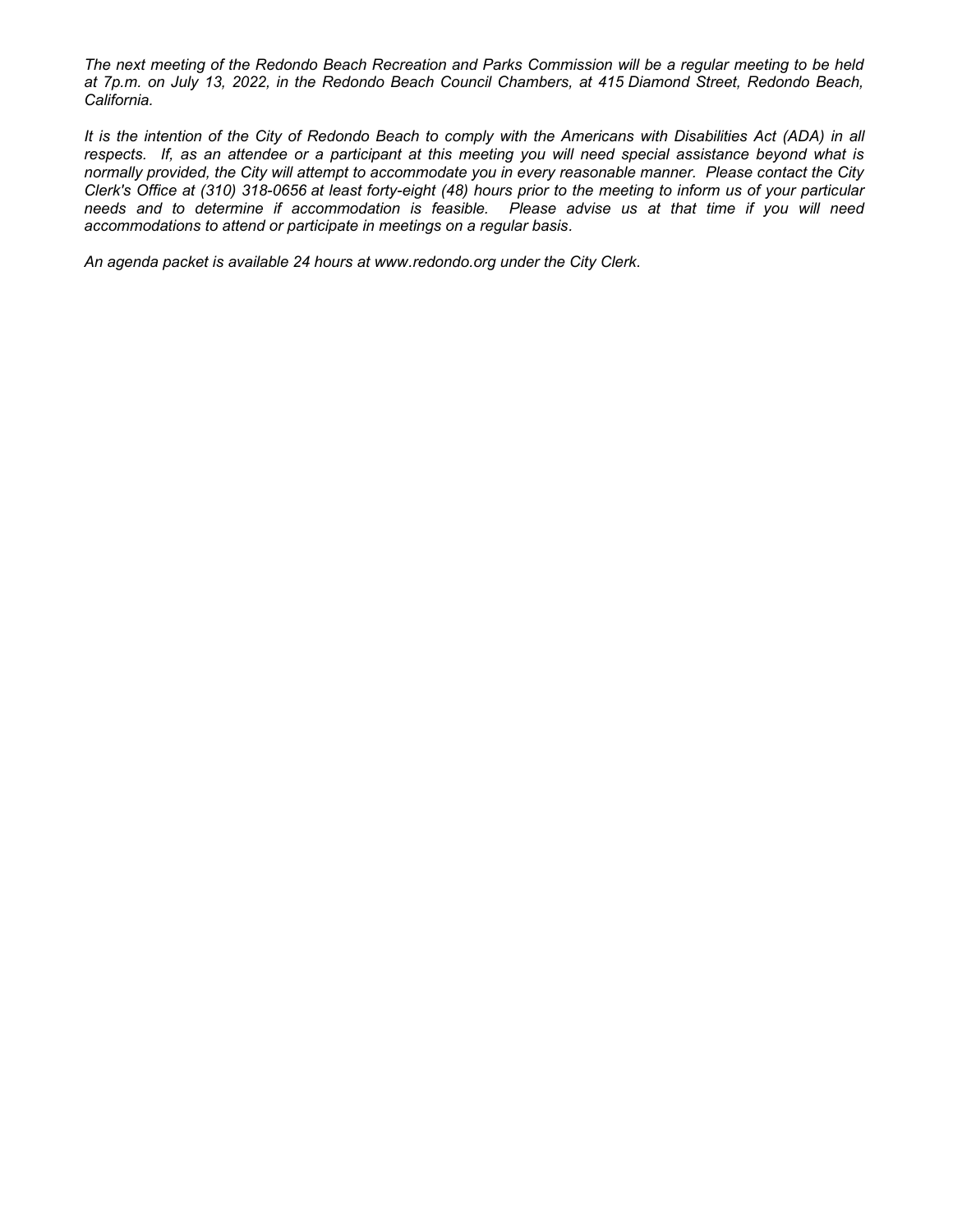*The next meeting of the Redondo Beach Recreation and Parks Commission will be a regular meeting to be held at 7p.m. on July 13, 2022, in the Redondo Beach Council Chambers, at 415 Diamond Street, Redondo Beach, California.*

*It is the intention of the City of Redondo Beach to comply with the Americans with Disabilities Act (ADA) in all respects. If, as an attendee or a participant at this meeting you will need special assistance beyond what is normally provided, the City will attempt to accommodate you in every reasonable manner. Please contact the City Clerk's Office at (310) 318-0656 at least forty-eight (48) hours prior to the meeting to inform us of your particular needs and to determine if accommodation is feasible. Please advise us at that time if you will need accommodations to attend or participate in meetings on a regular basis.*

*An agenda packet is available 24 hours at www.redondo.org under the City Clerk.*